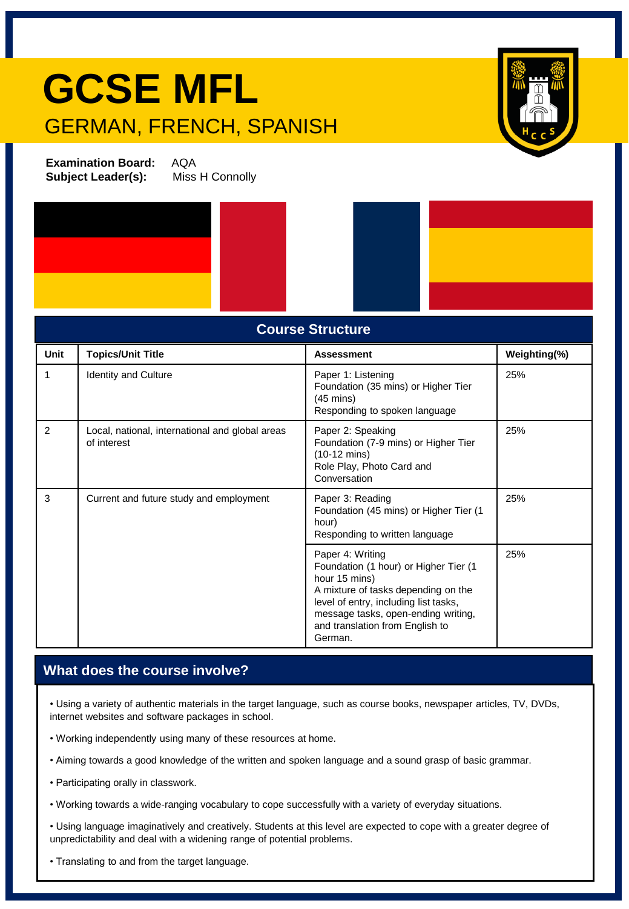# GCSE MFL

## GERMAN, FRENCH, SPANISH

**Examination Board:** AQA
**Subject Leader(s):** Miss H Connolly

## Course Structure

| Unit | Topics/Unit Title | Assessment | Weighting(%) |
|---|---|---|---|
| 1 | Identity and Culture | Paper 1: Listening<br>Foundation (35 mins) or Higher Tier (45 mins)<br>Responding to spoken language | 25% |
| 2 | Local, national, international and global areas of interest | Paper 2: Speaking<br>Foundation (7-9 mins) or Higher Tier (10-12 mins)<br>Role Play, Photo Card and Conversation | 25% |
| 3 | Current and future study and employment | Paper 3: Reading<br>Foundation (45 mins) or Higher Tier (1 hour)<br>Responding to written language | 25% |
| | | Paper 4: Writing<br>Foundation (1 hour) or Higher Tier (1 hour 15 mins)<br>A mixture of tasks depending on the level of entry, including list tasks, message tasks, open-ending writing, and translation from English to German. | 25% |

## What does the course involve?

- Using a variety of authentic materials in the target language, such as course books, newspaper articles, TV, DVDs, internet websites and software packages in school.
- Working independently using many of these resources at home.
- Aiming towards a good knowledge of the written and spoken language and a sound grasp of basic grammar.
- Participating orally in classwork.
- Working towards a wide-ranging vocabulary to cope successfully with a variety of everyday situations.
- Using language imaginatively and creatively. Students at this level are expected to cope with a greater degree of unpredictability and deal with a widening range of potential problems.
- Translating to and from the target language.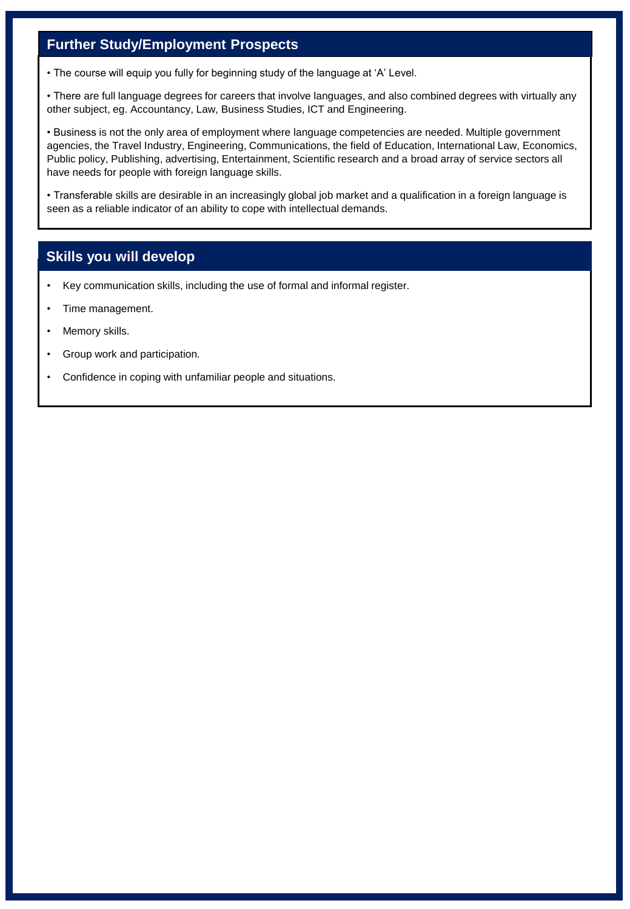## Further Study/Employment Prospects

- The course will equip you fully for beginning study of the language at 'A' Level.
- There are full language degrees for careers that involve languages, and also combined degrees with virtually any other subject, eg. Accountancy, Law, Business Studies, ICT and Engineering.
- Business is not the only area of employment where language competencies are needed. Multiple government agencies, the Travel Industry, Engineering, Communications, the field of Education, International Law, Economics, Public policy, Publishing, advertising, Entertainment, Scientific research and a broad array of service sectors all have needs for people with foreign language skills.
- Transferable skills are desirable in an increasingly global job market and a qualification in a foreign language is seen as a reliable indicator of an ability to cope with intellectual demands.

## Skills you will develop

- Key communication skills, including the use of formal and informal register.
- Time management.
- Memory skills.
- Group work and participation.
- Confidence in coping with unfamiliar people and situations.